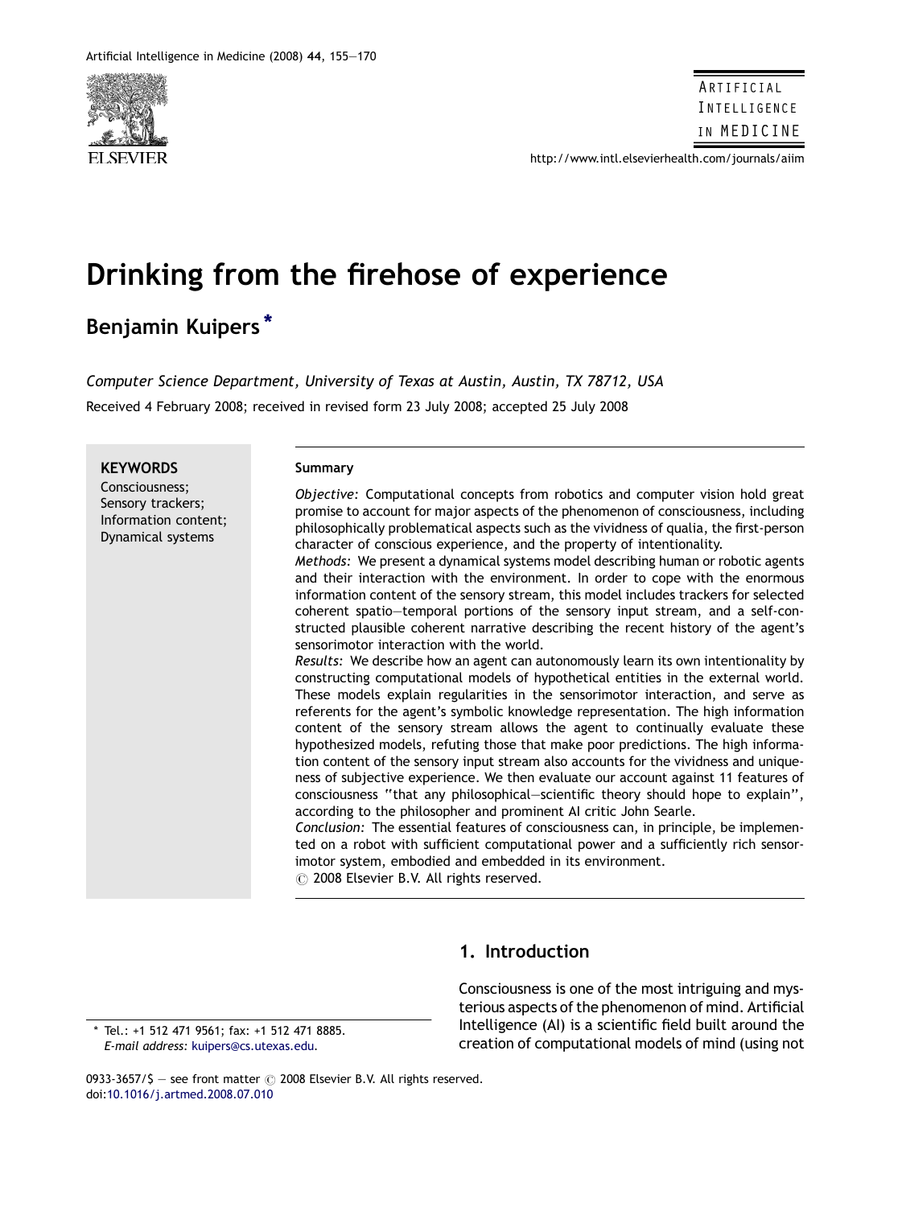# Drinking from the firehose of experience

**Benjamin Kuipers** *

*Computer Science Department, University of Texas at Austin, Austin, TX 78712, USA*

Received 4 February 2008; received in revised form 23 July 2008; accepted 25 July 2008

**KEYWORDS**
Consciousness;
Sensory trackers;
Information content;
Dynamical systems

**Summary**

*Objective:* Computational concepts from robotics and computer vision hold great promise to account for major aspects of the phenomenon of consciousness, including philosophically problematical aspects such as the vividness of qualia, the first-person character of conscious experience, and the property of intentionality.

*Methods:* We present a dynamical systems model describing human or robotic agents and their interaction with the environment. In order to cope with the enormous information content of the sensory stream, this model includes trackers for selected coherent spatio–temporal portions of the sensory input stream, and a self-constructed plausible coherent narrative describing the recent history of the agent's sensorimotor interaction with the world.

*Results:* We describe how an agent can autonomously learn its own intentionality by constructing computational models of hypothetical entities in the external world. These models explain regularities in the sensorimotor interaction, and serve as referents for the agent's symbolic knowledge representation. The high information content of the sensory stream allows the agent to continually evaluate these hypothesized models, refuting those that make poor predictions. The high information content of the sensory input stream also accounts for the vividness and uniqueness of subjective experience. We then evaluate our account against 11 features of consciousness "that any philosophical–scientific theory should hope to explain", according to the philosopher and prominent AI critic John Searle.

*Conclusion:* The essential features of consciousness can, in principle, be implemented on a robot with sufficient computational power and a sufficiently rich sensorimotor system, embodied and embedded in its environment.

© 2008 Elsevier B.V. All rights reserved.

## 1. Introduction

Consciousness is one of the most intriguing and mysterious aspects of the phenomenon of mind. Artificial Intelligence (AI) is a scientific field built around the creation of computational models of mind (using not

* Tel.: +1 512 471 9561; fax: +1 512 471 8885.
*E-mail address:* kuipers@cs.utexas.edu.

0933-3657/$ — see front matter © 2008 Elsevier B.V. All rights reserved.
doi:10.1016/j.artmed.2008.07.010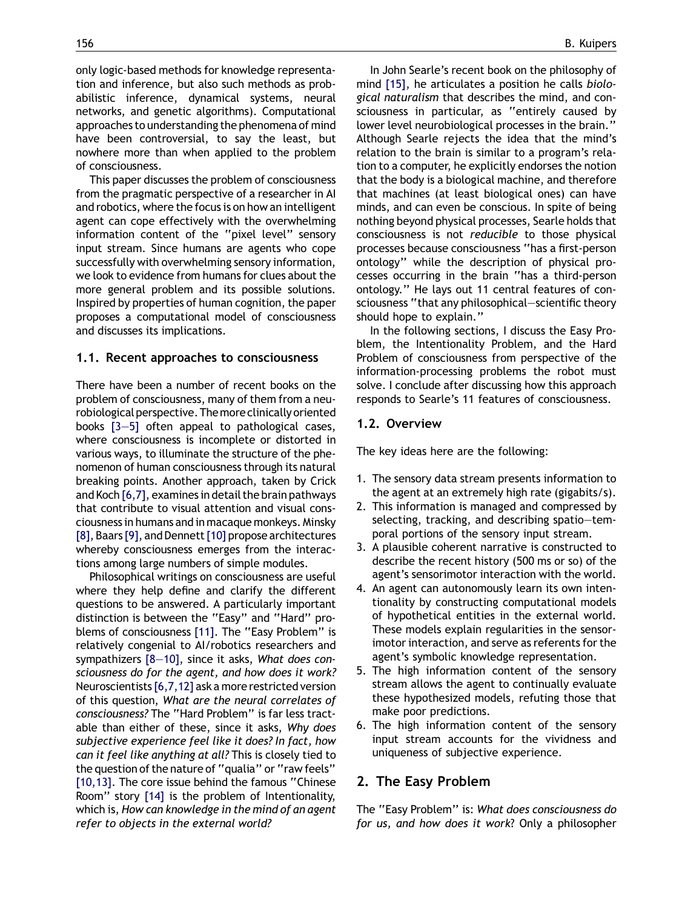only logic-based methods for knowledge representation and inference, but also such methods as probabilistic inference, dynamical systems, neural networks, and genetic algorithms). Computational approaches to understanding the phenomena of mind have been controversial, to say the least, but nowhere more than when applied to the problem of consciousness.

This paper discusses the problem of consciousness from the pragmatic perspective of a researcher in AI and robotics, where the focus is on how an intelligent agent can cope effectively with the overwhelming information content of the "pixel level" sensory input stream. Since humans are agents who cope successfully with overwhelming sensory information, we look to evidence from humans for clues about the more general problem and its possible solutions. Inspired by properties of human cognition, the paper proposes a computational model of consciousness and discusses its implications.

### 1.1. Recent approaches to consciousness

There have been a number of recent books on the problem of consciousness, many of them from a neurobiological perspective. The more clinically oriented books [3—5] often appeal to pathological cases, where consciousness is incomplete or distorted in various ways, to illuminate the structure of the phenomenon of human consciousness through its natural breaking points. Another approach, taken by Crick and Koch [6,7], examines in detail the brain pathways that contribute to visual attention and visual consciousness in humans and in macaque monkeys. Minsky [8], Baars [9], and Dennett [10] propose architectures whereby consciousness emerges from the interactions among large numbers of simple modules.

Philosophical writings on consciousness are useful where they help define and clarify the different questions to be answered. A particularly important distinction is between the "Easy" and "Hard" problems of consciousness [11]. The "Easy Problem" is relatively congenial to AI/robotics researchers and sympathizers [8—10], since it asks, *What does consciousness do for the agent, and how does it work?* Neuroscientists [6,7,12] ask a more restricted version of this question, *What are the neural correlates of consciousness?* The "Hard Problem" is far less tractable than either of these, since it asks, *Why does subjective experience feel like it does? In fact, how can it feel like anything at all?* This is closely tied to the question of the nature of "qualia" or "raw feels" [10,13]. The core issue behind the famous "Chinese Room" story [14] is the problem of Intentionality, which is, *How can knowledge in the mind of an agent refer to objects in the external world?*

In John Searle's recent book on the philosophy of mind [15], he articulates a position he calls *biological naturalism* that describes the mind, and consciousness in particular, as "entirely caused by lower level neurobiological processes in the brain." Although Searle rejects the idea that the mind's relation to the brain is similar to a program's relation to a computer, he explicitly endorses the notion that the body is a biological machine, and therefore that machines (at least biological ones) can have minds, and can even be conscious. In spite of being nothing beyond physical processes, Searle holds that consciousness is not *reducible* to those physical processes because consciousness "has a first-person ontology" while the description of physical processes occurring in the brain "has a third-person ontology." He lays out 11 central features of consciousness "that any philosophical—scientific theory should hope to explain."

In the following sections, I discuss the Easy Problem, the Intentionality Problem, and the Hard Problem of consciousness from perspective of the information-processing problems the robot must solve. I conclude after discussing how this approach responds to Searle's 11 features of consciousness.

### 1.2. Overview

The key ideas here are the following:

1. The sensory data stream presents information to the agent at an extremely high rate (gigabits/s).
2. This information is managed and compressed by selecting, tracking, and describing spatio—temporal portions of the sensory input stream.
3. A plausible coherent narrative is constructed to describe the recent history (500 ms or so) of the agent's sensorimotor interaction with the world.
4. An agent can autonomously learn its own intentionality by constructing computational models of hypothetical entities in the external world. These models explain regularities in the sensorimotor interaction, and serve as referents for the agent's symbolic knowledge representation.
5. The high information content of the sensory stream allows the agent to continually evaluate these hypothesized models, refuting those that make poor predictions.
6. The high information content of the sensory input stream accounts for the vividness and uniqueness of subjective experience.

## 2. The Easy Problem

The "Easy Problem" is: *What does consciousness do for us, and how does it work*? Only a philosopher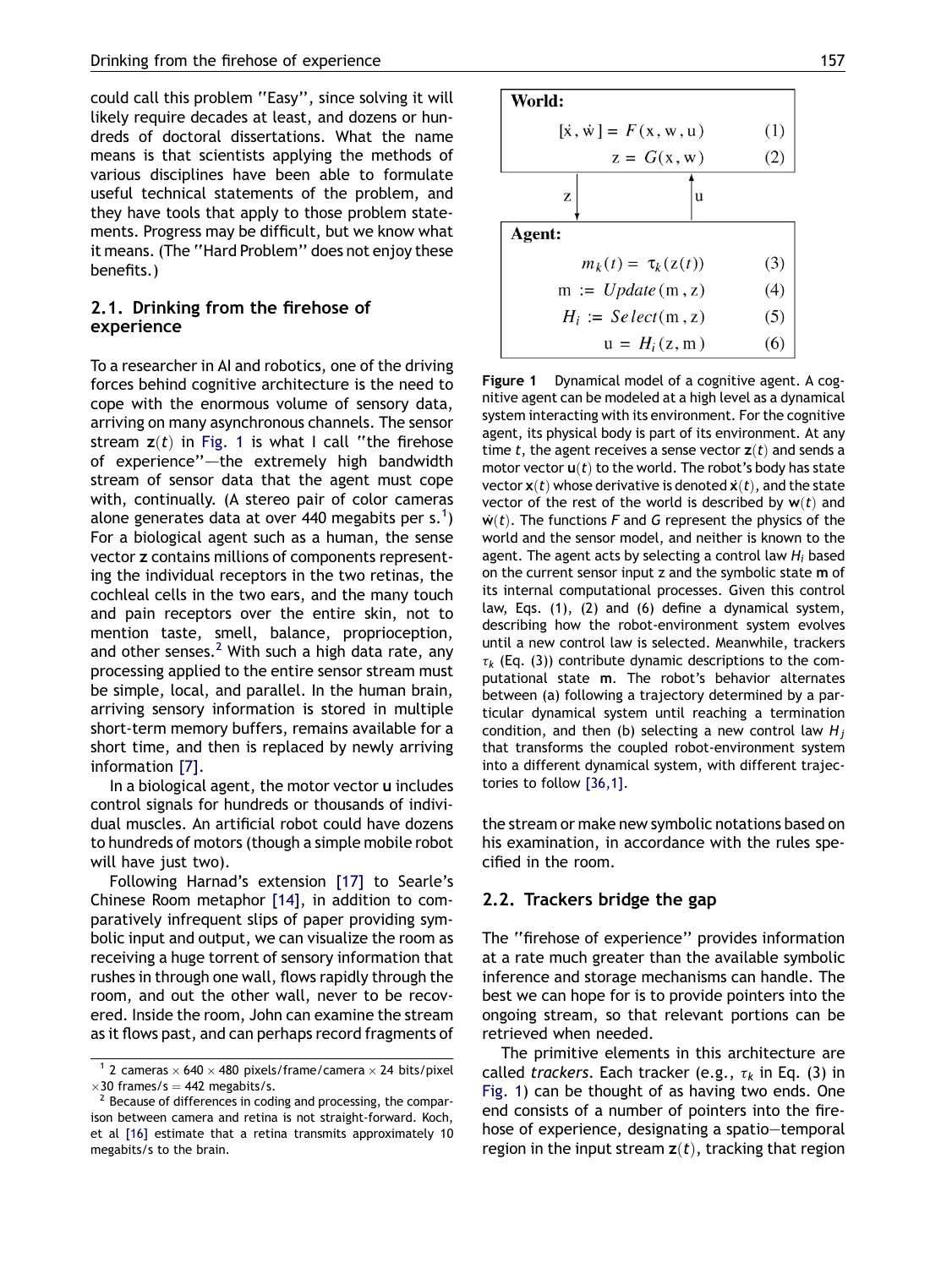could call this problem "Easy", since solving it will likely require decades at least, and dozens or hundreds of doctoral dissertations. What the name means is that scientists applying the methods of various disciplines have been able to formulate useful technical statements of the problem, and they have tools that apply to those problem statements. Progress may be difficult, but we know what it means. (The "Hard Problem" does not enjoy these benefits.)

## 2.1. Drinking from the firehose of experience

To a researcher in AI and robotics, one of the driving forces behind cognitive architecture is the need to cope with the enormous volume of sensory data, arriving on many asynchronous channels. The sensor stream $\mathbf{z}(t)$ in Fig. 1 is what I call "the firehose of experience"—the extremely high bandwidth stream of sensor data that the agent must cope with, continually. (A stereo pair of color cameras alone generates data at over 440 megabits per s.[1]) For a biological agent such as a human, the sense vector $\mathbf{z}$ contains millions of components representing the individual receptors in the two retinas, the cochleal cells in the two ears, and the many touch and pain receptors over the entire skin, not to mention taste, smell, balance, proprioception, and other senses.[2] With such a high data rate, any processing applied to the entire sensor stream must be simple, local, and parallel. In the human brain, arriving sensory information is stored in multiple short-term memory buffers, remains available for a short time, and then is replaced by newly arriving information [7].

In a biological agent, the motor vector $\mathbf{u}$ includes control signals for hundreds or thousands of individual muscles. An artificial robot could have dozens to hundreds of motors (though a simple mobile robot will have just two).

Following Harnad's extension [17] to Searle's Chinese Room metaphor [14], in addition to comparatively infrequent slips of paper providing symbolic input and output, we can visualize the room as receiving a huge torrent of sensory information that rushes in through one wall, flows rapidly through the room, and out the other wall, never to be recovered. Inside the room, John can examine the stream as it flows past, and can perhaps record fragments of the stream or make new symbolic notations based on his examination, in accordance with the rules specified in the room.

**World:**

$$[\dot{x}, \dot{w}] = F(x, w, u) \quad (1)$$

$$z = G(x, w) \quad (2)$$

**Agent:**

$$m_k(t) = \tau_k(z(t)) \quad (3)$$

$$m := Update(m, z) \quad (4)$$

$$H_i := Select(m, z) \quad (5)$$

$$u = H_i(z, m) \quad (6)$$

**Figure 1** Dynamical model of a cognitive agent. A cognitive agent can be modeled at a high level as a dynamical system interacting with its environment. For the cognitive agent, its physical body is part of its environment. At any time $t$, the agent receives a sense vector $\mathbf{z}(t)$ and sends a motor vector $\mathbf{u}(t)$ to the world. The robot's body has state vector $\mathbf{x}(t)$ whose derivative is denoted $\dot{\mathbf{x}}(t)$, and the state vector of the rest of the world is described by $\mathbf{w}(t)$ and $\dot{\mathbf{w}}(t)$. The functions $F$ and $G$ represent the physics of the world and the sensor model, and neither is known to the agent. The agent acts by selecting a control law $H_i$ based on the current sensor input z and the symbolic state $\mathbf{m}$ of its internal computational processes. Given this control law, Eqs. (1), (2) and (6) define a dynamical system, describing how the robot-environment system evolves until a new control law is selected. Meanwhile, trackers $\tau_k$ (Eq. (3)) contribute dynamic descriptions to the computational state $\mathbf{m}$. The robot's behavior alternates between (a) following a trajectory determined by a particular dynamical system until reaching a termination condition, and then (b) selecting a new control law $H_j$ that transforms the coupled robot-environment system into a different dynamical system, with different trajectories to follow [36,1].

## 2.2. Trackers bridge the gap

The "firehose of experience" provides information at a rate much greater than the available symbolic inference and storage mechanisms can handle. The best we can hope for is to provide pointers into the ongoing stream, so that relevant portions can be retrieved when needed.

The primitive elements in this architecture are called *trackers*. Each tracker (e.g., $\tau_k$ in Eq. (3) in Fig. 1) can be thought of as having two ends. One end consists of a number of pointers into the firehose of experience, designating a spatio—temporal region in the input stream $\mathbf{z}(t)$, tracking that region

[1] 2 cameras $\times$ 640 $\times$ 480 pixels/frame/camera $\times$ 24 bits/pixel $\times$30 frames/s = 442 megabits/s.

[2] Because of differences in coding and processing, the comparison between camera and retina is not straight-forward. Koch, et al [16] estimate that a retina transmits approximately 10 megabits/s to the brain.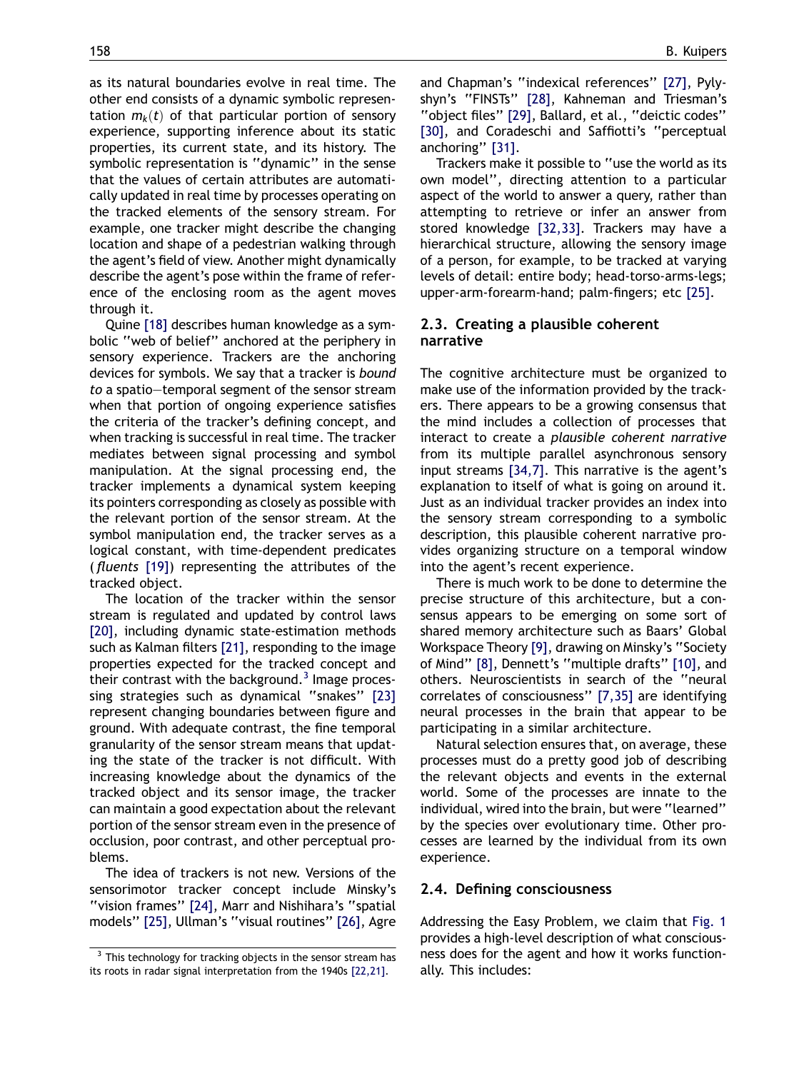as its natural boundaries evolve in real time. The other end consists of a dynamic symbolic representation $m_k(t)$ of that particular portion of sensory experience, supporting inference about its static properties, its current state, and its history. The symbolic representation is ''dynamic'' in the sense that the values of certain attributes are automatically updated in real time by processes operating on the tracked elements of the sensory stream. For example, one tracker might describe the changing location and shape of a pedestrian walking through the agent's field of view. Another might dynamically describe the agent's pose within the frame of reference of the enclosing room as the agent moves through it.

Quine [18] describes human knowledge as a symbolic ''web of belief'' anchored at the periphery in sensory experience. Trackers are the anchoring devices for symbols. We say that a tracker is *bound to* a spatio–temporal segment of the sensor stream when that portion of ongoing experience satisfies the criteria of the tracker's defining concept, and when tracking is successful in real time. The tracker mediates between signal processing and symbol manipulation. At the signal processing end, the tracker implements a dynamical system keeping its pointers corresponding as closely as possible with the relevant portion of the sensor stream. At the symbol manipulation end, the tracker serves as a logical constant, with time-dependent predicates (*fluents* [19]) representing the attributes of the tracked object.

The location of the tracker within the sensor stream is regulated and updated by control laws [20], including dynamic state-estimation methods such as Kalman filters [21], responding to the image properties expected for the tracked concept and their contrast with the background.[3] Image processing strategies such as dynamical ''snakes'' [23] represent changing boundaries between figure and ground. With adequate contrast, the fine temporal granularity of the sensor stream means that updating the state of the tracker is not difficult. With increasing knowledge about the dynamics of the tracked object and its sensor image, the tracker can maintain a good expectation about the relevant portion of the sensor stream even in the presence of occlusion, poor contrast, and other perceptual problems.

The idea of trackers is not new. Versions of the sensorimotor tracker concept include Minsky's ''vision frames'' [24], Marr and Nishihara's ''spatial models'' [25], Ullman's ''visual routines'' [26], Agre and Chapman's ''indexical references'' [27], Pylyshyn's ''FINSTs'' [28], Kahneman and Triesman's ''object files'' [29], Ballard, et al., ''deictic codes'' [30], and Coradeschi and Saffiotti's ''perceptual anchoring'' [31].

Trackers make it possible to ''use the world as its own model'', directing attention to a particular aspect of the world to answer a query, rather than attempting to retrieve or infer an answer from stored knowledge [32,33]. Trackers may have a hierarchical structure, allowing the sensory image of a person, for example, to be tracked at varying levels of detail: entire body; head-torso-arms-legs; upper-arm-forearm-hand; palm-fingers; etc [25].

### 2.3. Creating a plausible coherent narrative

The cognitive architecture must be organized to make use of the information provided by the trackers. There appears to be a growing consensus that the mind includes a collection of processes that interact to create a *plausible coherent narrative* from its multiple parallel asynchronous sensory input streams [34,7]. This narrative is the agent's explanation to itself of what is going on around it. Just as an individual tracker provides an index into the sensory stream corresponding to a symbolic description, this plausible coherent narrative provides organizing structure on a temporal window into the agent's recent experience.

There is much work to be done to determine the precise structure of this architecture, but a consensus appears to be emerging on some sort of shared memory architecture such as Baars' Global Workspace Theory [9], drawing on Minsky's ''Society of Mind'' [8], Dennett's ''multiple drafts'' [10], and others. Neuroscientists in search of the ''neural correlates of consciousness'' [7,35] are identifying neural processes in the brain that appear to be participating in a similar architecture.

Natural selection ensures that, on average, these processes must do a pretty good job of describing the relevant objects and events in the external world. Some of the processes are innate to the individual, wired into the brain, but were ''learned'' by the species over evolutionary time. Other processes are learned by the individual from its own experience.

### 2.4. Defining consciousness

Addressing the Easy Problem, we claim that Fig. 1 provides a high-level description of what consciousness does for the agent and how it works functionally. This includes:

[3] This technology for tracking objects in the sensor stream has its roots in radar signal interpretation from the 1940s [22,21].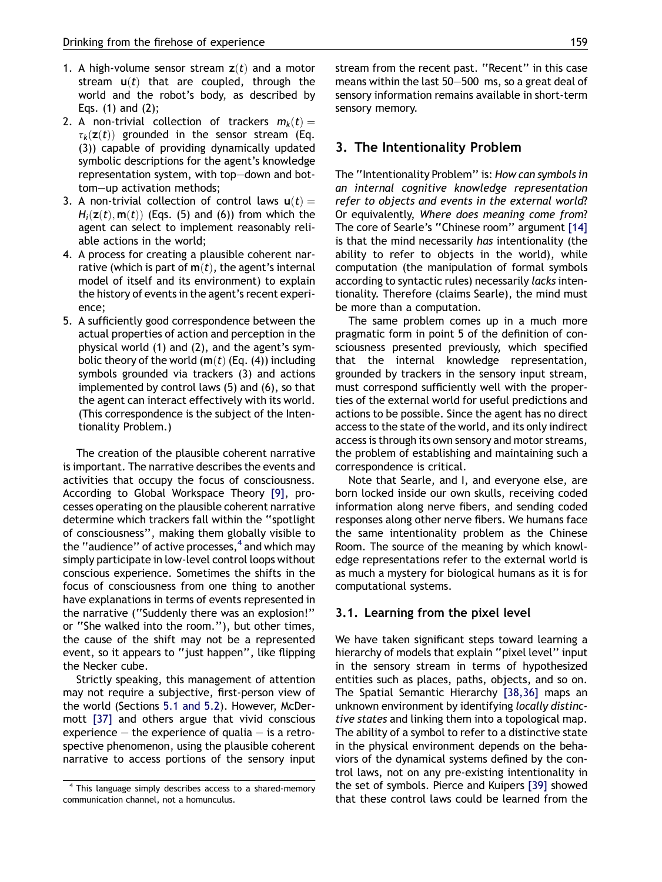1. A high-volume sensor stream $\mathbf{z}(t)$ and a motor stream $\mathbf{u}(t)$ that are coupled, through the world and the robot's body, as described by Eqs. (1) and (2);
2. A non-trivial collection of trackers $m_k(t) = \tau_k(\mathbf{z}(t))$ grounded in the sensor stream (Eq. (3)) capable of providing dynamically updated symbolic descriptions for the agent's knowledge representation system, with top—down and bottom—up activation methods;
3. A non-trivial collection of control laws $\mathbf{u}(t) = H_i(\mathbf{z}(t), \mathbf{m}(t))$ (Eqs. (5) and (6)) from which the agent can select to implement reasonably reliable actions in the world;
4. A process for creating a plausible coherent narrative (which is part of $\mathbf{m}(t)$, the agent's internal model of itself and its environment) to explain the history of events in the agent's recent experience;
5. A sufficiently good correspondence between the actual properties of action and perception in the physical world (1) and (2), and the agent's symbolic theory of the world ($\mathbf{m}(t)$ (Eq. (4)) including symbols grounded via trackers (3) and actions implemented by control laws (5) and (6), so that the agent can interact effectively with its world. (This correspondence is the subject of the Intentionality Problem.)

The creation of the plausible coherent narrative is important. The narrative describes the events and activities that occupy the focus of consciousness. According to Global Workspace Theory [9], processes operating on the plausible coherent narrative determine which trackers fall within the "spotlight of consciousness", making them globally visible to the "audience" of active processes,[4] and which may simply participate in low-level control loops without conscious experience. Sometimes the shifts in the focus of consciousness from one thing to another have explanations in terms of events represented in the narrative ("Suddenly there was an explosion!" or "She walked into the room."), but other times, the cause of the shift may not be a represented event, so it appears to "just happen", like flipping the Necker cube.

Strictly speaking, this management of attention may not require a subjective, first-person view of the world (Sections 5.1 and 5.2). However, McDermott [37] and others argue that vivid conscious experience — the experience of qualia — is a retrospective phenomenon, using the plausible coherent narrative to access portions of the sensory input stream from the recent past. "Recent" in this case means within the last 50—500 ms, so a great deal of sensory information remains available in short-term sensory memory.

[4] This language simply describes access to a shared-memory communication channel, not a homunculus.

## 3. The Intentionality Problem

The "Intentionality Problem" is: *How can symbols in an internal cognitive knowledge representation refer to objects and events in the external world*? Or equivalently, *Where does meaning come from*? The core of Searle's "Chinese room" argument [14] is that the mind necessarily *has* intentionality (the ability to refer to objects in the world), while computation (the manipulation of formal symbols according to syntactic rules) necessarily *lacks* intentionality. Therefore (claims Searle), the mind must be more than a computation.

The same problem comes up in a much more pragmatic form in point 5 of the definition of consciousness presented previously, which specified that the internal knowledge representation, grounded by trackers in the sensory input stream, must correspond sufficiently well with the properties of the external world for useful predictions and actions to be possible. Since the agent has no direct access to the state of the world, and its only indirect access is through its own sensory and motor streams, the problem of establishing and maintaining such a correspondence is critical.

Note that Searle, and I, and everyone else, are born locked inside our own skulls, receiving coded information along nerve fibers, and sending coded responses along other nerve fibers. We humans face the same intentionality problem as the Chinese Room. The source of the meaning by which knowledge representations refer to the external world is as much a mystery for biological humans as it is for computational systems.

### 3.1. Learning from the pixel level

We have taken significant steps toward learning a hierarchy of models that explain "pixel level" input in the sensory stream in terms of hypothesized entities such as places, paths, objects, and so on. The Spatial Semantic Hierarchy [38,36] maps an unknown environment by identifying *locally distinctive states* and linking them into a topological map. The ability of a symbol to refer to a distinctive state in the physical environment depends on the behaviors of the dynamical systems defined by the control laws, not on any pre-existing intentionality in the set of symbols. Pierce and Kuipers [39] showed that these control laws could be learned from the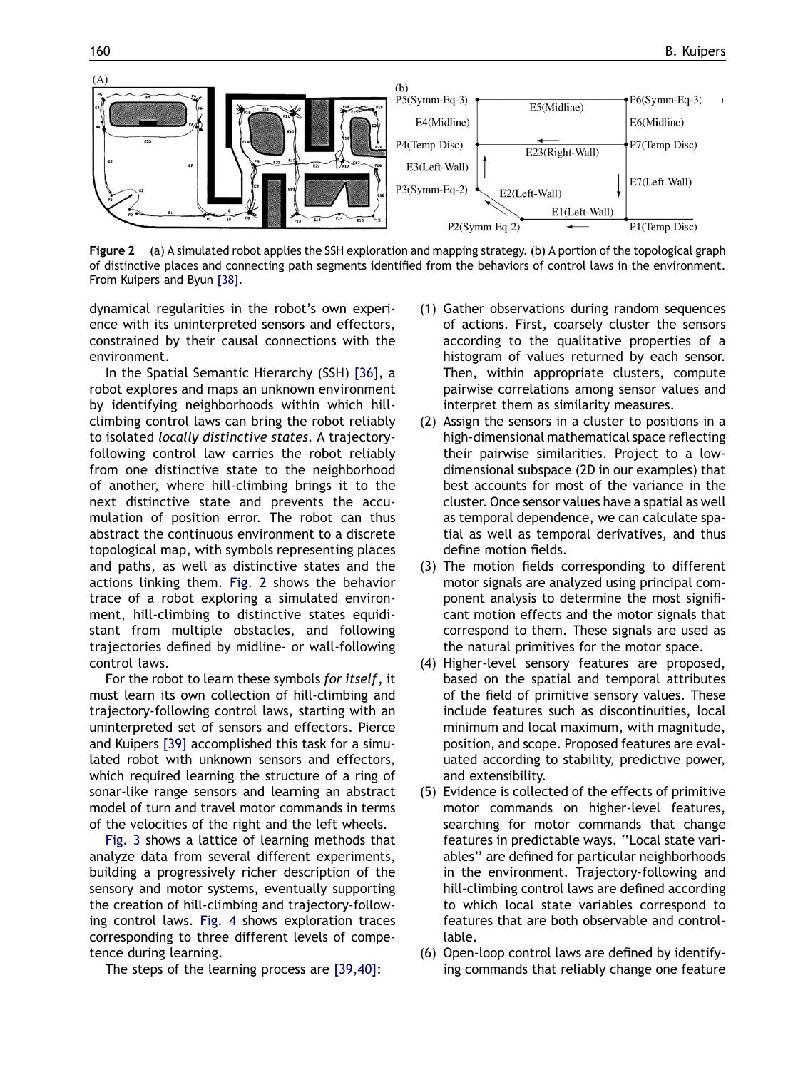**Figure 2** (a) A simulated robot applies the SSH exploration and mapping strategy. (b) A portion of the topological graph of distinctive places and connecting path segments identified from the behaviors of control laws in the environment. From Kuipers and Byun [38].

dynamical regularities in the robot's own experience with its uninterpreted sensors and effectors, constrained by their causal connections with the environment.

In the Spatial Semantic Hierarchy (SSH) [36], a robot explores and maps an unknown environment by identifying neighborhoods within which hill-climbing control laws can bring the robot reliably to isolated *locally distinctive states*. A trajectory-following control law carries the robot reliably from one distinctive state to the neighborhood of another, where hill-climbing brings it to the next distinctive state and prevents the accumulation of position error. The robot can thus abstract the continuous environment to a discrete topological map, with symbols representing places and paths, as well as distinctive states and the actions linking them. Fig. 2 shows the behavior trace of a robot exploring a simulated environment, hill-climbing to distinctive states equidistant from multiple obstacles, and following trajectories defined by midline- or wall-following control laws.

For the robot to learn these symbols *for itself*, it must learn its own collection of hill-climbing and trajectory-following control laws, starting with an uninterpreted set of sensors and effectors. Pierce and Kuipers [39] accomplished this task for a simulated robot with unknown sensors and effectors, which required learning the structure of a ring of sonar-like range sensors and learning an abstract model of turn and travel motor commands in terms of the velocities of the right and the left wheels.

Fig. 3 shows a lattice of learning methods that analyze data from several different experiments, building a progressively richer description of the sensory and motor systems, eventually supporting the creation of hill-climbing and trajectory-following control laws. Fig. 4 shows exploration traces corresponding to three different levels of competence during learning.

The steps of the learning process are [39,40]:

(1) Gather observations during random sequences of actions. First, coarsely cluster the sensors according to the qualitative properties of a histogram of values returned by each sensor. Then, within appropriate clusters, compute pairwise correlations among sensor values and interpret them as similarity measures.
(2) Assign the sensors in a cluster to positions in a high-dimensional mathematical space reflecting their pairwise similarities. Project to a low-dimensional subspace (2D in our examples) that best accounts for most of the variance in the cluster. Once sensor values have a spatial as well as temporal dependence, we can calculate spatial as well as temporal derivatives, and thus define motion fields.
(3) The motion fields corresponding to different motor signals are analyzed using principal component analysis to determine the most significant motion effects and the motor signals that correspond to them. These signals are used as the natural primitives for the motor space.
(4) Higher-level sensory features are proposed, based on the spatial and temporal attributes of the field of primitive sensory values. These include features such as discontinuities, local minimum and local maximum, with magnitude, position, and scope. Proposed features are evaluated according to stability, predictive power, and extensibility.
(5) Evidence is collected of the effects of primitive motor commands on higher-level features, searching for motor commands that change features in predictable ways. "Local state variables" are defined for particular neighborhoods in the environment. Trajectory-following and hill-climbing control laws are defined according to which local state variables correspond to features that are both observable and controllable.
(6) Open-loop control laws are defined by identifying commands that reliably change one feature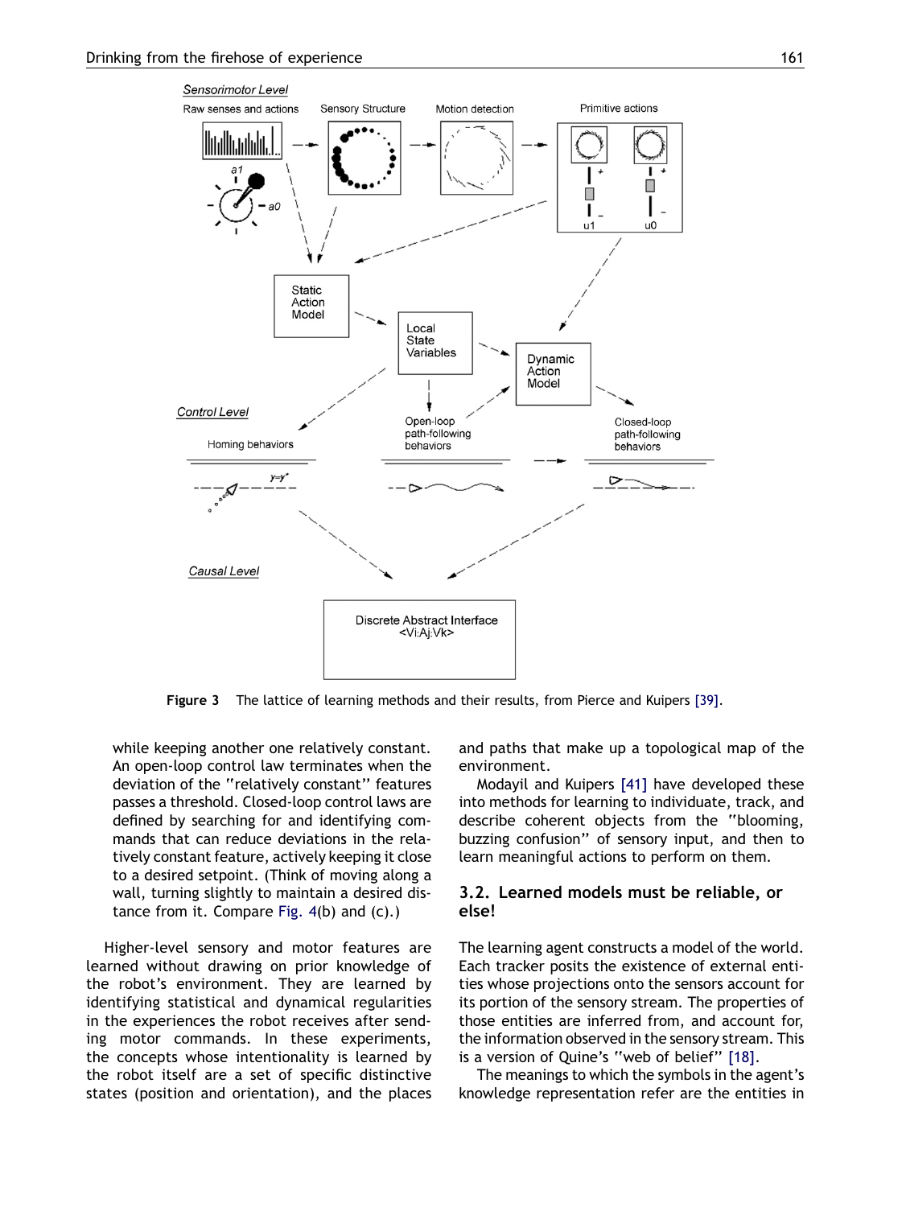Figure 3 The lattice of learning methods and their results, from Pierce and Kuipers [39].

while keeping another one relatively constant. An open-loop control law terminates when the deviation of the ''relatively constant'' features passes a threshold. Closed-loop control laws are defined by searching for and identifying commands that can reduce deviations in the relatively constant feature, actively keeping it close to a desired setpoint. (Think of moving along a wall, turning slightly to maintain a desired distance from it. Compare Fig. 4(b) and (c).)

Higher-level sensory and motor features are learned without drawing on prior knowledge of the robot's environment. They are learned by identifying statistical and dynamical regularities in the experiences the robot receives after sending motor commands. In these experiments, the concepts whose intentionality is learned by the robot itself are a set of specific distinctive states (position and orientation), and the places and paths that make up a topological map of the environment.

Modayil and Kuipers [41] have developed these into methods for learning to individuate, track, and describe coherent objects from the ''blooming, buzzing confusion'' of sensory input, and then to learn meaningful actions to perform on them.

### 3.2. Learned models must be reliable, or else!

The learning agent constructs a model of the world. Each tracker posits the existence of external entities whose projections onto the sensors account for its portion of the sensory stream. The properties of those entities are inferred from, and account for, the information observed in the sensory stream. This is a version of Quine's ''web of belief'' [18].

The meanings to which the symbols in the agent's knowledge representation refer are the entities in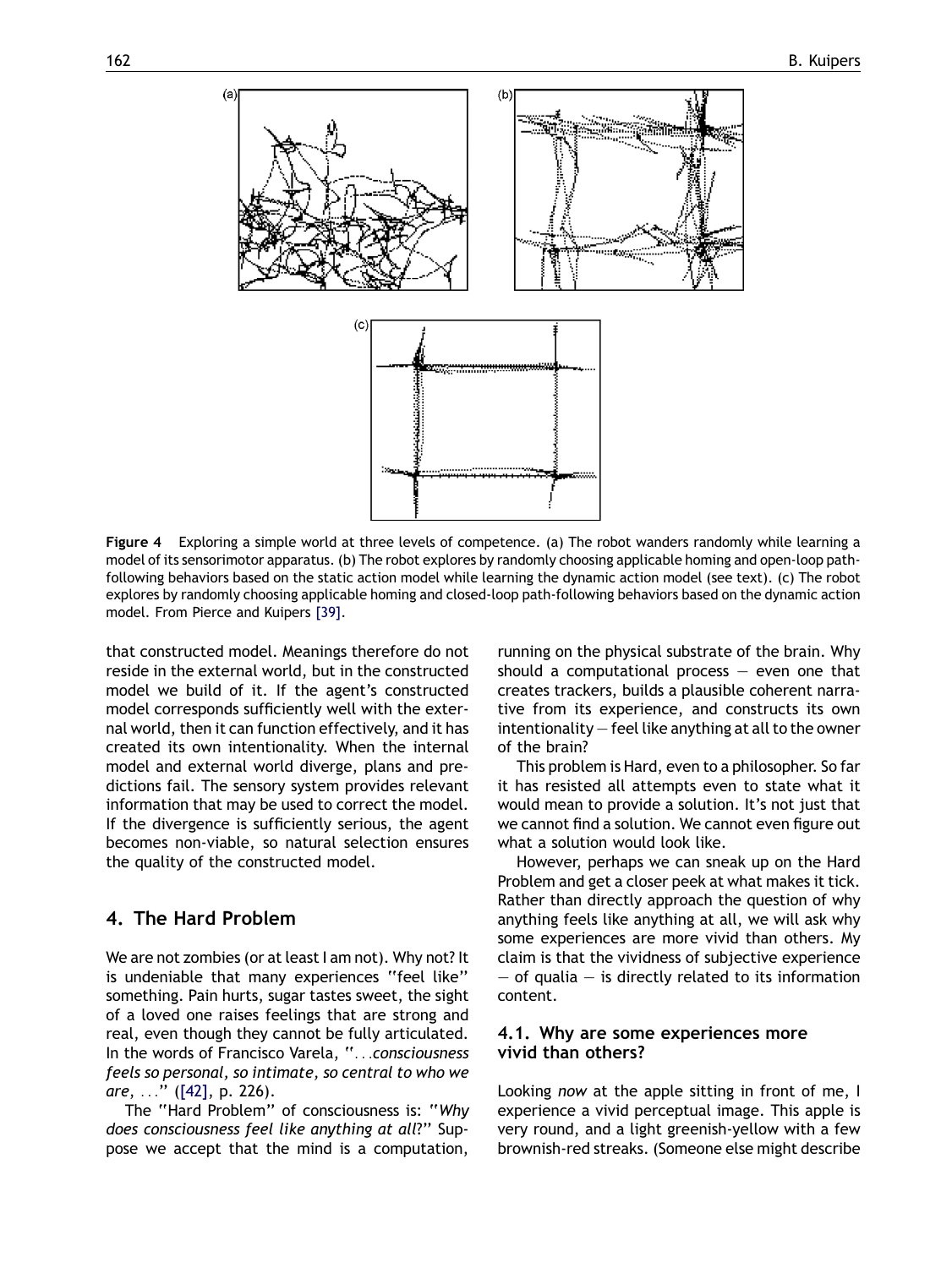**Figure 4** Exploring a simple world at three levels of competence. (a) The robot wanders randomly while learning a model of its sensorimotor apparatus. (b) The robot explores by randomly choosing applicable homing and open-loop path-following behaviors based on the static action model while learning the dynamic action model (see text). (c) The robot explores by randomly choosing applicable homing and closed-loop path-following behaviors based on the dynamic action model. From Pierce and Kuipers [39].

that constructed model. Meanings therefore do not reside in the external world, but in the constructed model we build of it. If the agent's constructed model corresponds sufficiently well with the external world, then it can function effectively, and it has created its own intentionality. When the internal model and external world diverge, plans and predictions fail. The sensory system provides relevant information that may be used to correct the model. If the divergence is sufficiently serious, the agent becomes non-viable, so natural selection ensures the quality of the constructed model.

## 4. The Hard Problem

We are not zombies (or at least I am not). Why not? It is undeniable that many experiences ''feel like'' something. Pain hurts, sugar tastes sweet, the sight of a loved one raises feelings that are strong and real, even though they cannot be fully articulated. In the words of Francisco Varela, ''*...consciousness feels so personal, so intimate, so central to who we are, ...*'' ([42], p. 226).

The ''Hard Problem'' of consciousness is: ''*Why does consciousness feel like anything at all?*'' Suppose we accept that the mind is a computation, running on the physical substrate of the brain. Why should a computational process — even one that creates trackers, builds a plausible coherent narrative from its experience, and constructs its own intentionality — feel like anything at all to the owner of the brain?

This problem is Hard, even to a philosopher. So far it has resisted all attempts even to state what it would mean to provide a solution. It's not just that we cannot find a solution. We cannot even figure out what a solution would look like.

However, perhaps we can sneak up on the Hard Problem and get a closer peek at what makes it tick. Rather than directly approach the question of why anything feels like anything at all, we will ask why some experiences are more vivid than others. My claim is that the vividness of subjective experience — of qualia — is directly related to its information content.

### 4.1. Why are some experiences more vivid than others?

Looking *now* at the apple sitting in front of me, I experience a vivid perceptual image. This apple is very round, and a light greenish-yellow with a few brownish-red streaks. (Someone else might describe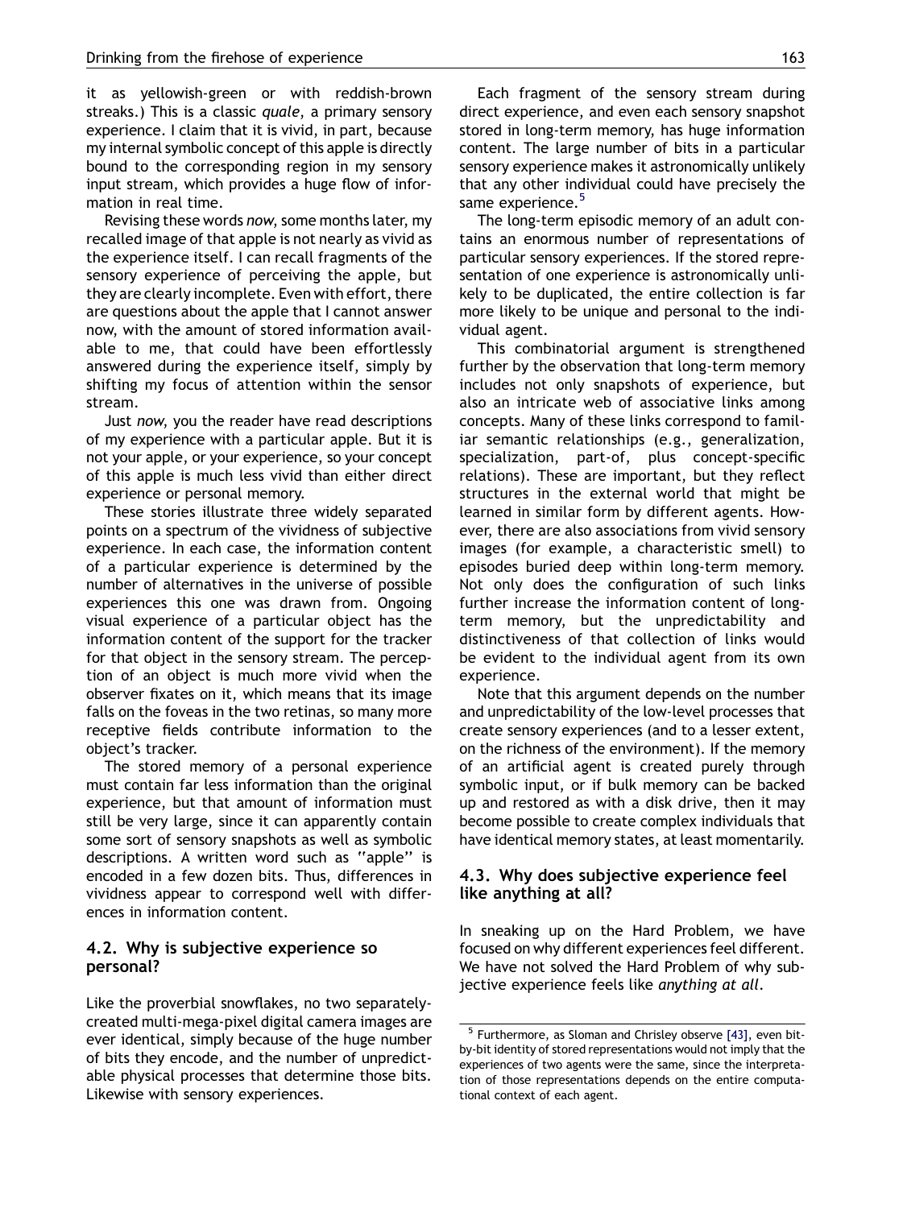it as yellowish-green or with reddish-brown streaks.) This is a classic *quale*, a primary sensory experience. I claim that it is vivid, in part, because my internal symbolic concept of this apple is directly bound to the corresponding region in my sensory input stream, which provides a huge flow of information in real time.

Revising these words *now*, some months later, my recalled image of that apple is not nearly as vivid as the experience itself. I can recall fragments of the sensory experience of perceiving the apple, but they are clearly incomplete. Even with effort, there are questions about the apple that I cannot answer now, with the amount of stored information available to me, that could have been effortlessly answered during the experience itself, simply by shifting my focus of attention within the sensor stream.

Just *now*, you the reader have read descriptions of my experience with a particular apple. But it is not your apple, or your experience, so your concept of this apple is much less vivid than either direct experience or personal memory.

These stories illustrate three widely separated points on a spectrum of the vividness of subjective experience. In each case, the information content of a particular experience is determined by the number of alternatives in the universe of possible experiences this one was drawn from. Ongoing visual experience of a particular object has the information content of the support for the tracker for that object in the sensory stream. The perception of an object is much more vivid when the observer fixates on it, which means that its image falls on the foveas in the two retinas, so many more receptive fields contribute information to the object's tracker.

The stored memory of a personal experience must contain far less information than the original experience, but that amount of information must still be very large, since it can apparently contain some sort of sensory snapshots as well as symbolic descriptions. A written word such as ''apple'' is encoded in a few dozen bits. Thus, differences in vividness appear to correspond well with differences in information content.

## 4.2. Why is subjective experience so personal?

Like the proverbial snowflakes, no two separately-created multi-mega-pixel digital camera images are ever identical, simply because of the huge number of bits they encode, and the number of unpredictable physical processes that determine those bits. Likewise with sensory experiences.

Each fragment of the sensory stream during direct experience, and even each sensory snapshot stored in long-term memory, has huge information content. The large number of bits in a particular sensory experience makes it astronomically unlikely that any other individual could have precisely the same experience.[5]

The long-term episodic memory of an adult contains an enormous number of representations of particular sensory experiences. If the stored representation of one experience is astronomically unlikely to be duplicated, the entire collection is far more likely to be unique and personal to the individual agent.

This combinatorial argument is strengthened further by the observation that long-term memory includes not only snapshots of experience, but also an intricate web of associative links among concepts. Many of these links correspond to familiar semantic relationships (e.g., generalization, specialization, part-of, plus concept-specific relations). These are important, but they reflect structures in the external world that might be learned in similar form by different agents. However, there are also associations from vivid sensory images (for example, a characteristic smell) to episodes buried deep within long-term memory. Not only does the configuration of such links further increase the information content of long-term memory, but the unpredictability and distinctiveness of that collection of links would be evident to the individual agent from its own experience.

Note that this argument depends on the number and unpredictability of the low-level processes that create sensory experiences (and to a lesser extent, on the richness of the environment). If the memory of an artificial agent is created purely through symbolic input, or if bulk memory can be backed up and restored as with a disk drive, then it may become possible to create complex individuals that have identical memory states, at least momentarily.

## 4.3. Why does subjective experience feel like anything at all?

In sneaking up on the Hard Problem, we have focused on why different experiences feel different. We have not solved the Hard Problem of why subjective experience feels like *anything at all*.

[5] Furthermore, as Sloman and Chrisley observe [43], even bit-by-bit identity of stored representations would not imply that the experiences of two agents were the same, since the interpretation of those representations depends on the entire computational context of each agent.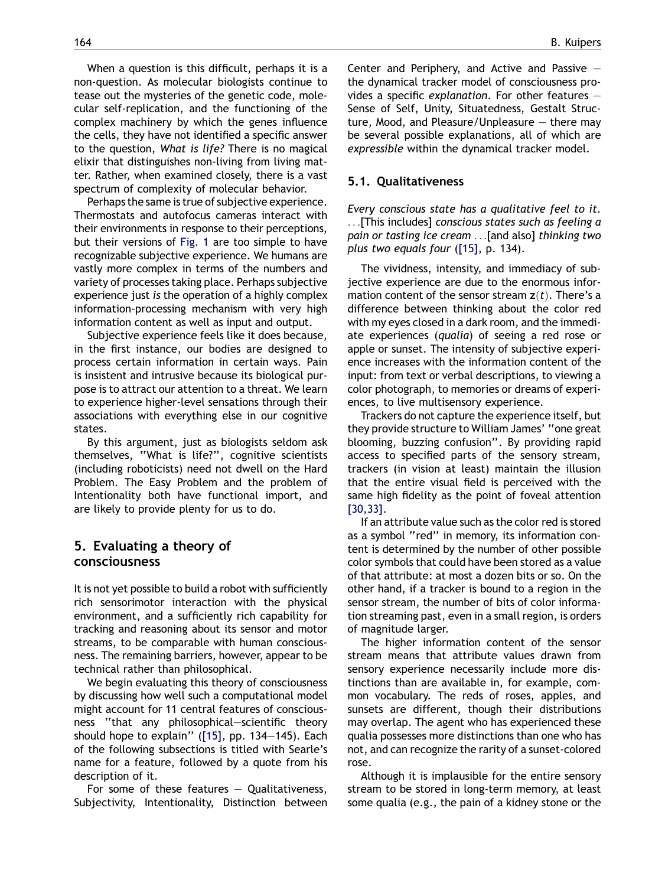When a question is this difficult, perhaps it is a non-question. As molecular biologists continue to tease out the mysteries of the genetic code, molecular self-replication, and the functioning of the complex machinery by which the genes influence the cells, they have not identified a specific answer to the question, *What is life?* There is no magical elixir that distinguishes non-living from living matter. Rather, when examined closely, there is a vast spectrum of complexity of molecular behavior.

Perhaps the same is true of subjective experience. Thermostats and autofocus cameras interact with their environments in response to their perceptions, but their versions of Fig. 1 are too simple to have recognizable subjective experience. We humans are vastly more complex in terms of the numbers and variety of processes taking place. Perhaps subjective experience just *is* the operation of a highly complex information-processing mechanism with very high information content as well as input and output.

Subjective experience feels like it does because, in the first instance, our bodies are designed to process certain information in certain ways. Pain is insistent and intrusive because its biological purpose is to attract our attention to a threat. We learn to experience higher-level sensations through their associations with everything else in our cognitive states.

By this argument, just as biologists seldom ask themselves, "What is life?", cognitive scientists (including roboticists) need not dwell on the Hard Problem. The Easy Problem and the problem of Intentionality both have functional import, and are likely to provide plenty for us to do.

## 5. Evaluating a theory of consciousness

It is not yet possible to build a robot with sufficiently rich sensorimotor interaction with the physical environment, and a sufficiently rich capability for tracking and reasoning about its sensor and motor streams, to be comparable with human consciousness. The remaining barriers, however, appear to be technical rather than philosophical.

We begin evaluating this theory of consciousness by discussing how well such a computational model might account for 11 central features of consciousness "that any philosophical—scientific theory should hope to explain" ([15], pp. 134—145). Each of the following subsections is titled with Searle's name for a feature, followed by a quote from his description of it.

For some of these features — Qualitativeness, Subjectivity, Intentionality, Distinction between Center and Periphery, and Active and Passive — the dynamical tracker model of consciousness provides a specific *explanation*. For other features — Sense of Self, Unity, Situatedness, Gestalt Structure, Mood, and Pleasure/Unpleasure — there may be several possible explanations, all of which are *expressible* within the dynamical tracker model.

### 5.1. Qualitativeness

*Every conscious state has a qualitative feel to it.* ...[This includes] *conscious states such as feeling a pain or tasting ice cream* ...[and also] *thinking two plus two equals four* ([15], p. 134).

The vividness, intensity, and immediacy of subjective experience are due to the enormous information content of the sensor stream $\mathbf{z}(t)$. There's a difference between thinking about the color red with my eyes closed in a dark room, and the immediate experiences (*qualia*) of seeing a red rose or apple or sunset. The intensity of subjective experience increases with the information content of the input: from text or verbal descriptions, to viewing a color photograph, to memories or dreams of experiences, to live multisensory experience.

Trackers do not capture the experience itself, but they provide structure to William James' "one great blooming, buzzing confusion". By providing rapid access to specified parts of the sensory stream, trackers (in vision at least) maintain the illusion that the entire visual field is perceived with the same high fidelity as the point of foveal attention [30,33].

If an attribute value such as the color red is stored as a symbol "red" in memory, its information content is determined by the number of other possible color symbols that could have been stored as a value of that attribute: at most a dozen bits or so. On the other hand, if a tracker is bound to a region in the sensor stream, the number of bits of color information streaming past, even in a small region, is orders of magnitude larger.

The higher information content of the sensor stream means that attribute values drawn from sensory experience necessarily include more distinctions than are available in, for example, common vocabulary. The reds of roses, apples, and sunsets are different, though their distributions may overlap. The agent who has experienced these qualia possesses more distinctions than one who has not, and can recognize the rarity of a sunset-colored rose.

Although it is implausible for the entire sensory stream to be stored in long-term memory, at least some qualia (e.g., the pain of a kidney stone or the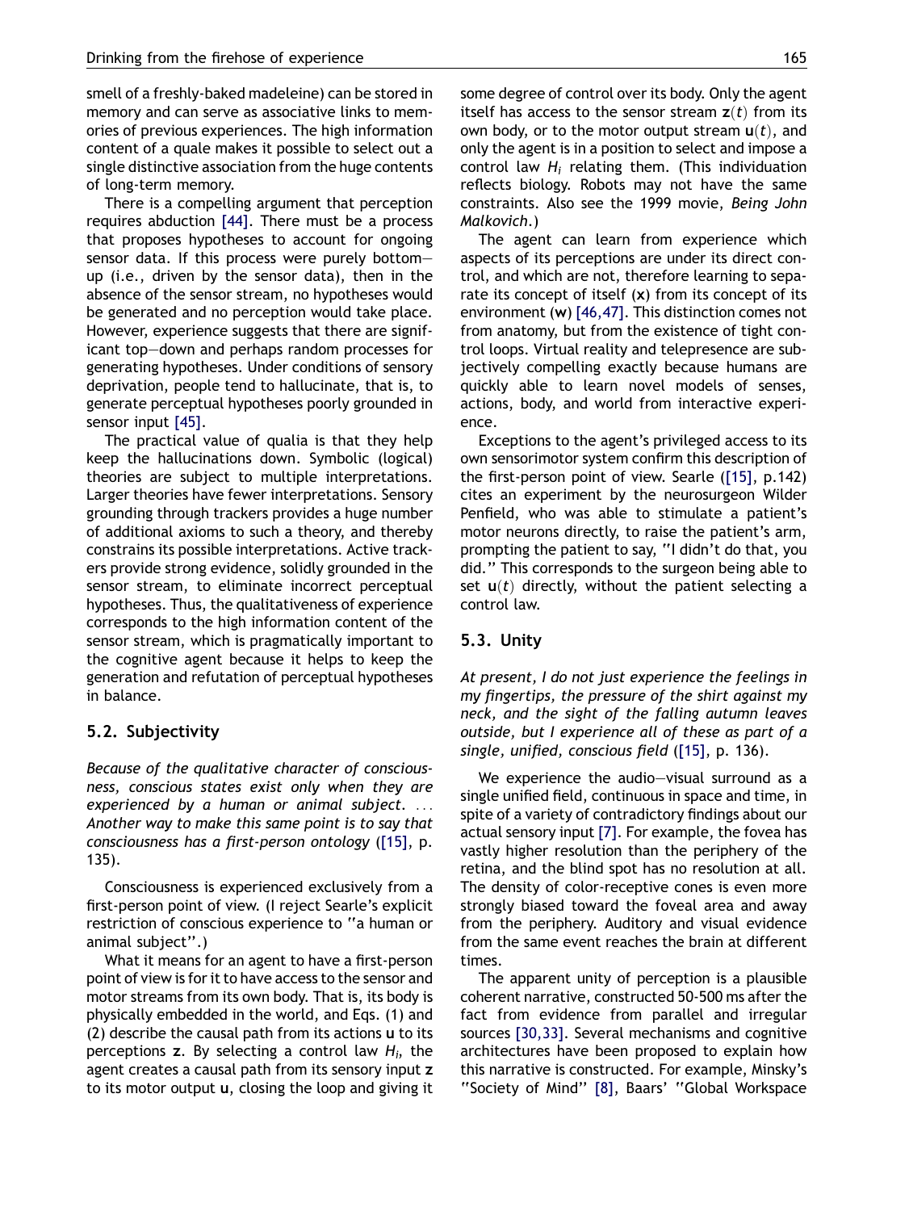smell of a freshly-baked madeleine) can be stored in memory and can serve as associative links to memories of previous experiences. The high information content of a quale makes it possible to select out a single distinctive association from the huge contents of long-term memory.

There is a compelling argument that perception requires abduction [44]. There must be a process that proposes hypotheses to account for ongoing sensor data. If this process were purely bottom—up (i.e., driven by the sensor data), then in the absence of the sensor stream, no hypotheses would be generated and no perception would take place. However, experience suggests that there are significant top—down and perhaps random processes for generating hypotheses. Under conditions of sensory deprivation, people tend to hallucinate, that is, to generate perceptual hypotheses poorly grounded in sensor input [45].

The practical value of qualia is that they help keep the hallucinations down. Symbolic (logical) theories are subject to multiple interpretations. Larger theories have fewer interpretations. Sensory grounding through trackers provides a huge number of additional axioms to such a theory, and thereby constrains its possible interpretations. Active trackers provide strong evidence, solidly grounded in the sensor stream, to eliminate incorrect perceptual hypotheses. Thus, the qualitativeness of experience corresponds to the high information content of the sensor stream, which is pragmatically important to the cognitive agent because it helps to keep the generation and refutation of perceptual hypotheses in balance.

## 5.2. Subjectivity

*Because of the qualitative character of consciousness, conscious states exist only when they are experienced by a human or animal subject. ... Another way to make this same point is to say that consciousness has a first-person ontology* ([15], p. 135).

Consciousness is experienced exclusively from a first-person point of view. (I reject Searle's explicit restriction of conscious experience to "a human or animal subject".)

What it means for an agent to have a first-person point of view is for it to have access to the sensor and motor streams from its own body. That is, its body is physically embedded in the world, and Eqs. (1) and (2) describe the causal path from its actions $\mathbf{u}$ to its perceptions $\mathbf{z}$. By selecting a control law $H_i$, the agent creates a causal path from its sensory input $\mathbf{z}$ to its motor output $\mathbf{u}$, closing the loop and giving it some degree of control over its body. Only the agent itself has access to the sensor stream $\mathbf{z}(t)$ from its own body, or to the motor output stream $\mathbf{u}(t)$, and only the agent is in a position to select and impose a control law $H_i$ relating them. (This individuation reflects biology. Robots may not have the same constraints. Also see the 1999 movie, *Being John Malkovich*.)

The agent can learn from experience which aspects of its perceptions are under its direct control, and which are not, therefore learning to separate its concept of itself ($\mathbf{x}$) from its concept of its environment ($\mathbf{w}$) [46,47]. This distinction comes not from anatomy, but from the existence of tight control loops. Virtual reality and telepresence are subjectively compelling exactly because humans are quickly able to learn novel models of senses, actions, body, and world from interactive experience.

Exceptions to the agent's privileged access to its own sensorimotor system confirm this description of the first-person point of view. Searle ([15], p.142) cites an experiment by the neurosurgeon Wilder Penfield, who was able to stimulate a patient's motor neurons directly, to raise the patient's arm, prompting the patient to say, "I didn't do that, you did." This corresponds to the surgeon being able to set $\mathbf{u}(t)$ directly, without the patient selecting a control law.

## 5.3. Unity

*At present, I do not just experience the feelings in my fingertips, the pressure of the shirt against my neck, and the sight of the falling autumn leaves outside, but I experience all of these as part of a single, unified, conscious field* ([15], p. 136).

We experience the audio—visual surround as a single unified field, continuous in space and time, in spite of a variety of contradictory findings about our actual sensory input [7]. For example, the fovea has vastly higher resolution than the periphery of the retina, and the blind spot has no resolution at all. The density of color-receptive cones is even more strongly biased toward the foveal area and away from the periphery. Auditory and visual evidence from the same event reaches the brain at different times.

The apparent unity of perception is a plausible coherent narrative, constructed 50-500 ms after the fact from evidence from parallel and irregular sources [30,33]. Several mechanisms and cognitive architectures have been proposed to explain how this narrative is constructed. For example, Minsky's "Society of Mind" [8], Baars' "Global Workspace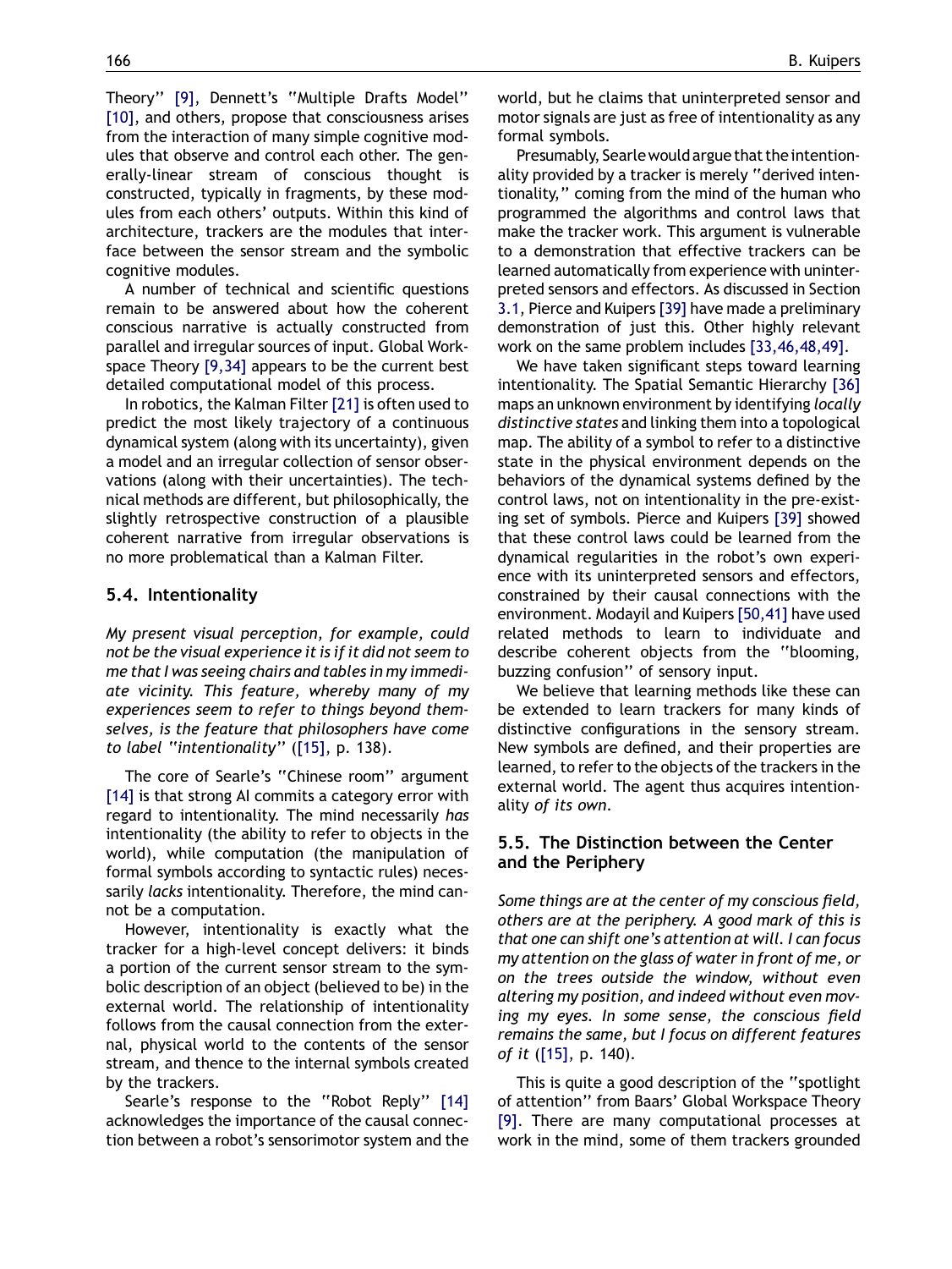Theory" [9], Dennett's "Multiple Drafts Model" [10], and others, propose that consciousness arises from the interaction of many simple cognitive modules that observe and control each other. The generally-linear stream of conscious thought is constructed, typically in fragments, by these modules from each others' outputs. Within this kind of architecture, trackers are the modules that interface between the sensor stream and the symbolic cognitive modules.

A number of technical and scientific questions remain to be answered about how the coherent conscious narrative is actually constructed from parallel and irregular sources of input. Global Workspace Theory [9,34] appears to be the current best detailed computational model of this process.

In robotics, the Kalman Filter [21] is often used to predict the most likely trajectory of a continuous dynamical system (along with its uncertainty), given a model and an irregular collection of sensor observations (along with their uncertainties). The technical methods are different, but philosophically, the slightly retrospective construction of a plausible coherent narrative from irregular observations is no more problematical than a Kalman Filter.

### 5.4. Intentionality

*My present visual perception, for example, could not be the visual experience it is if it did not seem to me that I was seeing chairs and tables in my immediate vicinity. This feature, whereby many of my experiences seem to refer to things beyond themselves, is the feature that philosophers have come to label "intentionality"* ([15], p. 138).

The core of Searle's "Chinese room" argument [14] is that strong AI commits a category error with regard to intentionality. The mind necessarily *has* intentionality (the ability to refer to objects in the world), while computation (the manipulation of formal symbols according to syntactic rules) necessarily *lacks* intentionality. Therefore, the mind cannot be a computation.

However, intentionality is exactly what the tracker for a high-level concept delivers: it binds a portion of the current sensor stream to the symbolic description of an object (believed to be) in the external world. The relationship of intentionality follows from the causal connection from the external, physical world to the contents of the sensor stream, and thence to the internal symbols created by the trackers.

Searle's response to the "Robot Reply" [14] acknowledges the importance of the causal connection between a robot's sensorimotor system and the world, but he claims that uninterpreted sensor and motor signals are just as free of intentionality as any formal symbols.

Presumably, Searle would argue that the intentionality provided by a tracker is merely "derived intentionality," coming from the mind of the human who programmed the algorithms and control laws that make the tracker work. This argument is vulnerable to a demonstration that effective trackers can be learned automatically from experience with uninterpreted sensors and effectors. As discussed in Section 3.1, Pierce and Kuipers [39] have made a preliminary demonstration of just this. Other highly relevant work on the same problem includes [33,46,48,49].

We have taken significant steps toward learning intentionality. The Spatial Semantic Hierarchy [36] maps an unknown environment by identifying *locally distinctive states* and linking them into a topological map. The ability of a symbol to refer to a distinctive state in the physical environment depends on the behaviors of the dynamical systems defined by the control laws, not on intentionality in the pre-existing set of symbols. Pierce and Kuipers [39] showed that these control laws could be learned from the dynamical regularities in the robot's own experience with its uninterpreted sensors and effectors, constrained by their causal connections with the environment. Modayil and Kuipers [50,41] have used related methods to learn to individuate and describe coherent objects from the "blooming, buzzing confusion" of sensory input.

We believe that learning methods like these can be extended to learn trackers for many kinds of distinctive configurations in the sensory stream. New symbols are defined, and their properties are learned, to refer to the objects of the trackers in the external world. The agent thus acquires intentionality *of its own*.

### 5.5. The Distinction between the Center and the Periphery

*Some things are at the center of my conscious field, others are at the periphery. A good mark of this is that one can shift one's attention at will. I can focus my attention on the glass of water in front of me, or on the trees outside the window, without even altering my position, and indeed without even moving my eyes. In some sense, the conscious field remains the same, but I focus on different features of it* ([15], p. 140).

This is quite a good description of the "spotlight of attention" from Baars' Global Workspace Theory [9]. There are many computational processes at work in the mind, some of them trackers grounded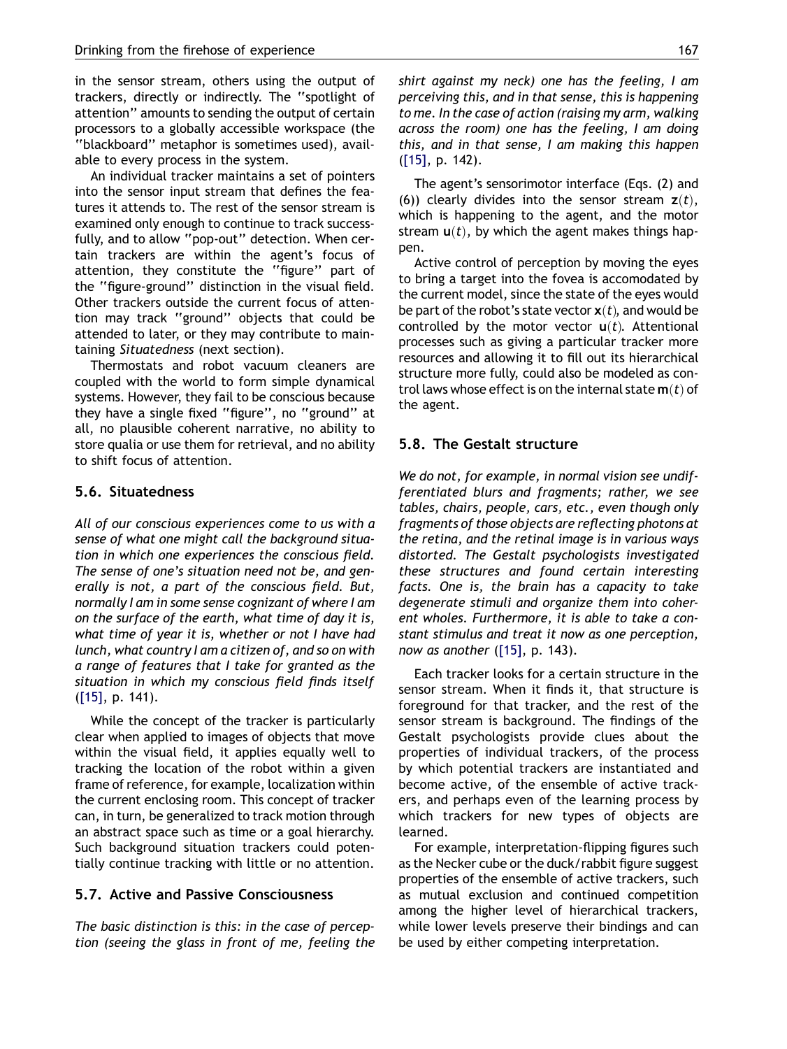in the sensor stream, others using the output of trackers, directly or indirectly. The "spotlight of attention" amounts to sending the output of certain processors to a globally accessible workspace (the "blackboard" metaphor is sometimes used), available to every process in the system.

An individual tracker maintains a set of pointers into the sensor input stream that defines the features it attends to. The rest of the sensor stream is examined only enough to continue to track successfully, and to allow "pop-out" detection. When certain trackers are within the agent's focus of attention, they constitute the "figure" part of the "figure-ground" distinction in the visual field. Other trackers outside the current focus of attention may track "ground" objects that could be attended to later, or they may contribute to maintaining *Situatedness* (next section).

Thermostats and robot vacuum cleaners are coupled with the world to form simple dynamical systems. However, they fail to be conscious because they have a single fixed "figure", no "ground" at all, no plausible coherent narrative, no ability to store qualia or use them for retrieval, and no ability to shift focus of attention.

### 5.6. Situatedness

*All of our conscious experiences come to us with a sense of what one might call the background situation in which one experiences the conscious field. The sense of one's situation need not be, and generally is not, a part of the conscious field. But, normally I am in some sense cognizant of where I am on the surface of the earth, what time of day it is, what time of year it is, whether or not I have had lunch, what country I am a citizen of, and so on with a range of features that I take for granted as the situation in which my conscious field finds itself* ([15], p. 141).

While the concept of the tracker is particularly clear when applied to images of objects that move within the visual field, it applies equally well to tracking the location of the robot within a given frame of reference, for example, localization within the current enclosing room. This concept of tracker can, in turn, be generalized to track motion through an abstract space such as time or a goal hierarchy. Such background situation trackers could potentially continue tracking with little or no attention.

### 5.7. Active and Passive Consciousness

*The basic distinction is this: in the case of perception (seeing the glass in front of me, feeling the shirt against my neck) one has the feeling, I am perceiving this, and in that sense, this is happening to me. In the case of action (raising my arm, walking across the room) one has the feeling, I am doing this, and in that sense, I am making this happen* ([15], p. 142).

The agent's sensorimotor interface (Eqs. (2) and (6)) clearly divides into the sensor stream $\mathbf{z}(t)$, which is happening to the agent, and the motor stream $\mathbf{u}(t)$, by which the agent makes things happen.

Active control of perception by moving the eyes to bring a target into the fovea is accomodated by the current model, since the state of the eyes would be part of the robot's state vector $\mathbf{x}(t)$, and would be controlled by the motor vector $\mathbf{u}(t)$. Attentional processes such as giving a particular tracker more resources and allowing it to fill out its hierarchical structure more fully, could also be modeled as control laws whose effect is on the internal state $\mathbf{m}(t)$ of the agent.

### 5.8. The Gestalt structure

*We do not, for example, in normal vision see undifferentiated blurs and fragments; rather, we see tables, chairs, people, cars, etc., even though only fragments of those objects are reflecting photons at the retina, and the retinal image is in various ways distorted. The Gestalt psychologists investigated these structures and found certain interesting facts. One is, the brain has a capacity to take degenerate stimuli and organize them into coherent wholes. Furthermore, it is able to take a constant stimulus and treat it now as one perception, now as another* ([15], p. 143).

Each tracker looks for a certain structure in the sensor stream. When it finds it, that structure is foreground for that tracker, and the rest of the sensor stream is background. The findings of the Gestalt psychologists provide clues about the properties of individual trackers, of the process by which potential trackers are instantiated and become active, of the ensemble of active trackers, and perhaps even of the learning process by which trackers for new types of objects are learned.

For example, interpretation-flipping figures such as the Necker cube or the duck/rabbit figure suggest properties of the ensemble of active trackers, such as mutual exclusion and continued competition among the higher level of hierarchical trackers, while lower levels preserve their bindings and can be used by either competing interpretation.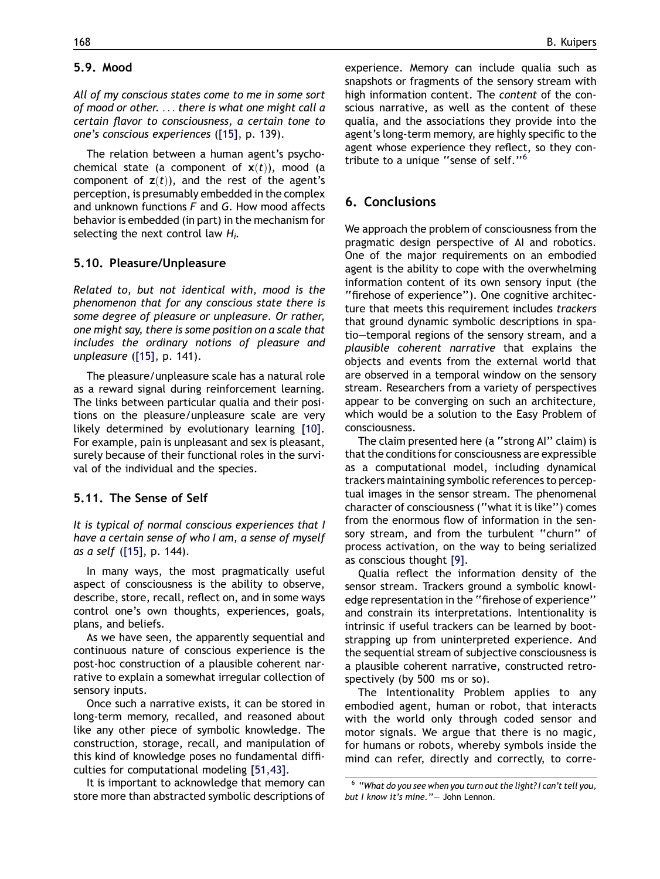## 5.9. Mood

*All of my conscious states come to me in some sort of mood or other. . . . there is what one might call a certain flavor to consciousness, a certain tone to one's conscious experiences* ([15], p. 139).

The relation between a human agent's psychochemical state (a component of $\mathbf{x}(t)$), mood (a component of $\mathbf{z}(t)$), and the rest of the agent's perception, is presumably embedded in the complex and unknown functions $F$ and $G$. How mood affects behavior is embedded (in part) in the mechanism for selecting the next control law $H_i$.

## 5.10. Pleasure/Unpleasure

*Related to, but not identical with, mood is the phenomenon that for any conscious state there is some degree of pleasure or unpleasure. Or rather, one might say, there is some position on a scale that includes the ordinary notions of pleasure and unpleasure* ([15], p. 141).

The pleasure/unpleasure scale has a natural role as a reward signal during reinforcement learning. The links between particular qualia and their positions on the pleasure/unpleasure scale are very likely determined by evolutionary learning [10]. For example, pain is unpleasant and sex is pleasant, surely because of their functional roles in the survival of the individual and the species.

## 5.11. The Sense of Self

*It is typical of normal conscious experiences that I have a certain sense of who I am, a sense of myself as a self* ([15], p. 144).

In many ways, the most pragmatically useful aspect of consciousness is the ability to observe, describe, store, recall, reflect on, and in some ways control one's own thoughts, experiences, goals, plans, and beliefs.

As we have seen, the apparently sequential and continuous nature of conscious experience is the post-hoc construction of a plausible coherent narrative to explain a somewhat irregular collection of sensory inputs.

Once such a narrative exists, it can be stored in long-term memory, recalled, and reasoned about like any other piece of symbolic knowledge. The construction, storage, recall, and manipulation of this kind of knowledge poses no fundamental difficulties for computational modeling [51,43].

It is important to acknowledge that memory can store more than abstracted symbolic descriptions of experience. Memory can include qualia such as snapshots or fragments of the sensory stream with high information content. The *content* of the conscious narrative, as well as the content of these qualia, and the associations they provide into the agent's long-term memory, are highly specific to the agent whose experience they reflect, so they contribute to a unique "sense of self."[6]

# 6. Conclusions

We approach the problem of consciousness from the pragmatic design perspective of AI and robotics. One of the major requirements on an embodied agent is the ability to cope with the overwhelming information content of its own sensory input (the "firehose of experience"). One cognitive architecture that meets this requirement includes *trackers* that ground dynamic symbolic descriptions in spatio—temporal regions of the sensory stream, and a *plausible coherent narrative* that explains the objects and events from the external world that are observed in a temporal window on the sensory stream. Researchers from a variety of perspectives appear to be converging on such an architecture, which would be a solution to the Easy Problem of consciousness.

The claim presented here (a "strong AI" claim) is that the conditions for consciousness are expressible as a computational model, including dynamical trackers maintaining symbolic references to perceptual images in the sensor stream. The phenomenal character of consciousness ("what it is like") comes from the enormous flow of information in the sensory stream, and from the turbulent "churn" of process activation, on the way to being serialized as conscious thought [9].

Qualia reflect the information density of the sensor stream. Trackers ground a symbolic knowledge representation in the "firehose of experience" and constrain its interpretations. Intentionality is intrinsic if useful trackers can be learned by bootstrapping up from uninterpreted experience. And the sequential stream of subjective consciousness is a plausible coherent narrative, constructed retrospectively (by 500 ms or so).

The Intentionality Problem applies to any embodied agent, human or robot, that interacts with the world only through coded sensor and motor signals. We argue that there is no magic, for humans or robots, whereby symbols inside the mind can refer, directly and correctly, to corre-

[6] *"What do you see when you turn out the light? I can't tell you, but I know it's mine."*— John Lennon.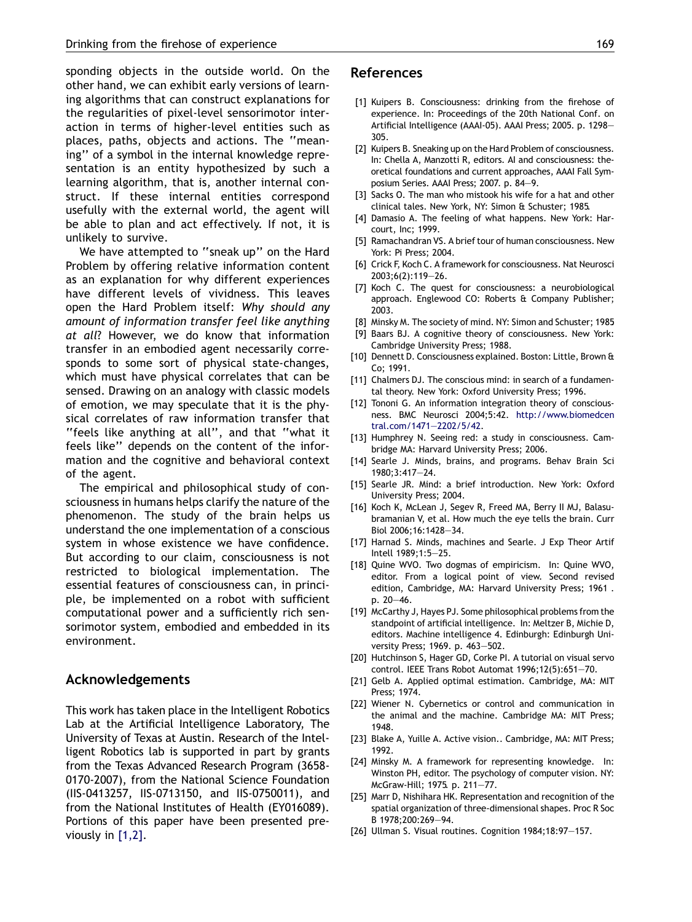sponding objects in the outside world. On the other hand, we can exhibit early versions of learning algorithms that can construct explanations for the regularities of pixel-level sensorimotor interaction in terms of higher-level entities such as places, paths, objects and actions. The ''meaning'' of a symbol in the internal knowledge representation is an entity hypothesized by such a learning algorithm, that is, another internal construct. If these internal entities correspond usefully with the external world, the agent will be able to plan and act effectively. If not, it is unlikely to survive.

We have attempted to ''sneak up'' on the Hard Problem by offering relative information content as an explanation for why different experiences have different levels of vividness. This leaves open the Hard Problem itself: *Why should any amount of information transfer feel like anything at all*? However, we do know that information transfer in an embodied agent necessarily corresponds to some sort of physical state-changes, which must have physical correlates that can be sensed. Drawing on an analogy with classic models of emotion, we may speculate that it is the physical correlates of raw information transfer that ''feels like anything at all'', and that ''what it feels like'' depends on the content of the information and the cognitive and behavioral context of the agent.

The empirical and philosophical study of consciousness in humans helps clarify the nature of the phenomenon. The study of the brain helps us understand the one implementation of a conscious system in whose existence we have confidence. But according to our claim, consciousness is not restricted to biological implementation. The essential features of consciousness can, in principle, be implemented on a robot with sufficient computational power and a sufficiently rich sensorimotor system, embodied and embedded in its environment.

## Acknowledgements

This work has taken place in the Intelligent Robotics Lab at the Artificial Intelligence Laboratory, The University of Texas at Austin. Research of the Intelligent Robotics lab is supported in part by grants from the Texas Advanced Research Program (3658-0170-2007), from the National Science Foundation (IIS-0413257, IIS-0713150, and IIS-0750011), and from the National Institutes of Health (EY016089). Portions of this paper have been presented previously in [1,2].

## References

[1] Kuipers B. Consciousness: drinking from the firehose of experience. In: Proceedings of the 20th National Conf. on Artificial Intelligence (AAAI-05). AAAI Press; 2005. p. 1298—305.

[2] Kuipers B. Sneaking up on the Hard Problem of consciousness. In: Chella A, Manzotti R, editors. AI and consciousness: theoretical foundations and current approaches, AAAI Fall Symposium Series. AAAI Press; 2007. p. 84—9.

[3] Sacks O. The man who mistook his wife for a hat and other clinical tales. New York, NY: Simon & Schuster; 1985.

[4] Damasio A. The feeling of what happens. New York: Harcourt, Inc; 1999.

[5] Ramachandran VS. A brief tour of human consciousness. New York: Pi Press; 2004.

[6] Crick F, Koch C. A framework for consciousness. Nat Neurosci 2003;6(2):119—26.

[7] Koch C. The quest for consciousness: a neurobiological approach. Englewood CO: Roberts & Company Publisher; 2003.

[8] Minsky M. The society of mind. NY: Simon and Schuster; 1985

[9] Baars BJ. A cognitive theory of consciousness. New York: Cambridge University Press; 1988.

[10] Dennett D. Consciousness explained. Boston: Little, Brown & Co; 1991.

[11] Chalmers DJ. The conscious mind: in search of a fundamental theory. New York: Oxford University Press; 1996.

[12] Tononi G. An information integration theory of consciousness. BMC Neurosci 2004;5:42. http://www.biomedcentral.com/1471—2202/5/42.

[13] Humphrey N. Seeing red: a study in consciousness. Cambridge MA: Harvard University Press; 2006.

[14] Searle J. Minds, brains, and programs. Behav Brain Sci 1980;3:417—24.

[15] Searle JR. Mind: a brief introduction. New York: Oxford University Press; 2004.

[16] Koch K, McLean J, Segev R, Freed MA, Berry II MJ, Balasubramanian V, et al. How much the eye tells the brain. Curr Biol 2006;16:1428—34.

[17] Harnad S. Minds, machines and Searle. J Exp Theor Artif Intell 1989;1:5—25.

[18] Quine WVO. Two dogmas of empiricism. In: Quine WVO, editor. From a logical point of view. Second revised edition, Cambridge, MA: Harvard University Press; 1961 . p. 20—46.

[19] McCarthy J, Hayes PJ. Some philosophical problems from the standpoint of artificial intelligence. In: Meltzer B, Michie D, editors. Machine intelligence 4. Edinburgh: Edinburgh University Press; 1969. p. 463—502.

[20] Hutchinson S, Hager GD, Corke PI. A tutorial on visual servo control. IEEE Trans Robot Automat 1996;12(5):651—70.

[21] Gelb A. Applied optimal estimation. Cambridge, MA: MIT Press; 1974.

[22] Wiener N. Cybernetics or control and communication in the animal and the machine. Cambridge MA: MIT Press; 1948.

[23] Blake A, Yuille A. Active vision.. Cambridge, MA: MIT Press; 1992.

[24] Minsky M. A framework for representing knowledge. In: Winston PH, editor. The psychology of computer vision. NY: McGraw-Hill; 1975. p. 211—77.

[25] Marr D, Nishihara HK. Representation and recognition of the spatial organization of three-dimensional shapes. Proc R Soc B 1978;200:269—94.

[26] Ullman S. Visual routines. Cognition 1984;18:97—157.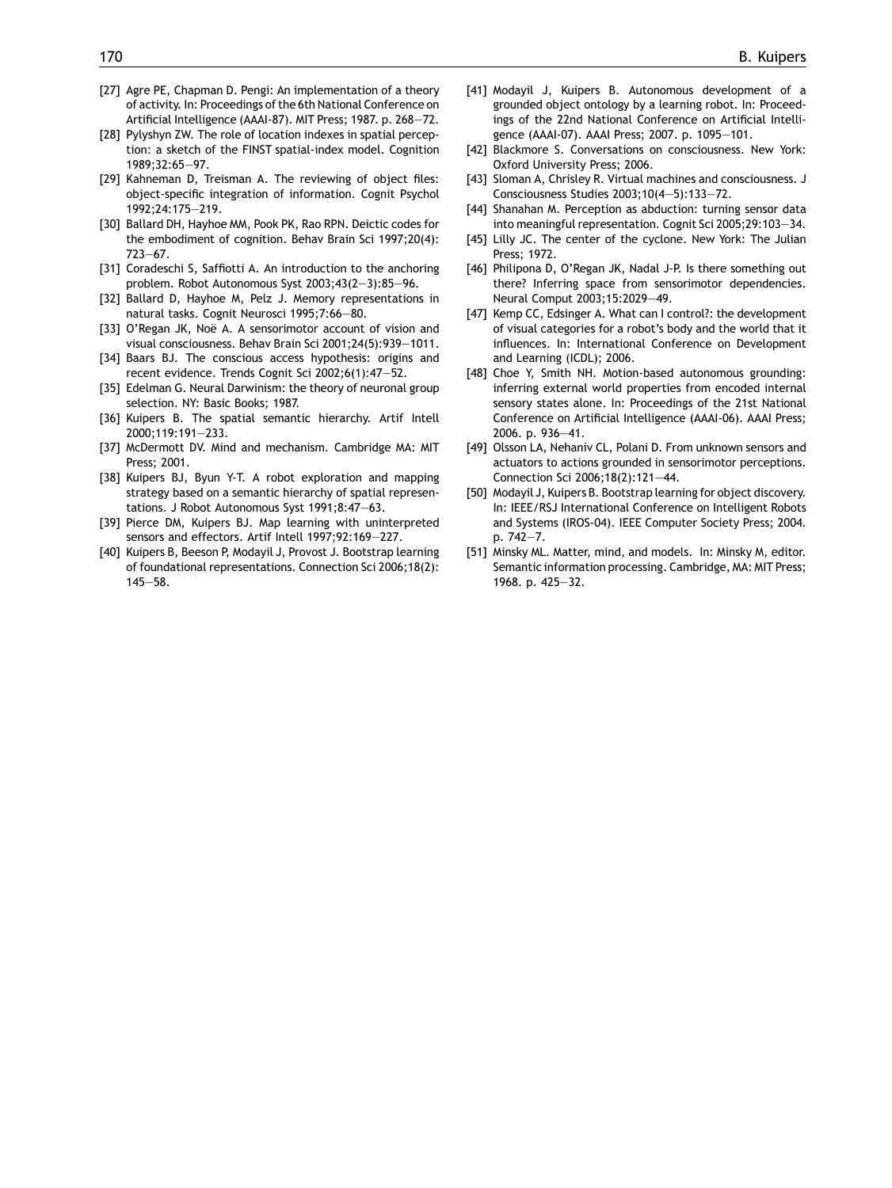[27] Agre PE, Chapman D. Pengi: An implementation of a theory of activity. In: Proceedings of the 6th National Conference on Artificial Intelligence (AAAI-87). MIT Press; 1987. p. 268—72.

[28] Pylyshyn ZW. The role of location indexes in spatial perception: a sketch of the FINST spatial-index model. Cognition 1989;32:65—97.

[29] Kahneman D, Treisman A. The reviewing of object files: object-specific integration of information. Cognit Psychol 1992;24:175—219.

[30] Ballard DH, Hayhoe MM, Pook PK, Rao RPN. Deictic codes for the embodiment of cognition. Behav Brain Sci 1997;20(4): 723—67.

[31] Coradeschi S, Saffiotti A. An introduction to the anchoring problem. Robot Autonomous Syst 2003;43(2—3):85—96.

[32] Ballard D, Hayhoe M, Pelz J. Memory representations in natural tasks. Cognit Neurosci 1995;7:66—80.

[33] O'Regan JK, Noë A. A sensorimotor account of vision and visual consciousness. Behav Brain Sci 2001;24(5):939—1011.

[34] Baars BJ. The conscious access hypothesis: origins and recent evidence. Trends Cognit Sci 2002;6(1):47—52.

[35] Edelman G. Neural Darwinism: the theory of neuronal group selection. NY: Basic Books; 1987.

[36] Kuipers B. The spatial semantic hierarchy. Artif Intell 2000;119:191—233.

[37] McDermott DV. Mind and mechanism. Cambridge MA: MIT Press; 2001.

[38] Kuipers BJ, Byun Y-T. A robot exploration and mapping strategy based on a semantic hierarchy of spatial representations. J Robot Autonomous Syst 1991;8:47—63.

[39] Pierce DM, Kuipers BJ. Map learning with uninterpreted sensors and effectors. Artif Intell 1997;92:169—227.

[40] Kuipers B, Beeson P, Modayil J, Provost J. Bootstrap learning of foundational representations. Connection Sci 2006;18(2): 145—58.

[41] Modayil J, Kuipers B. Autonomous development of a grounded object ontology by a learning robot. In: Proceedings of the 22nd National Conference on Artificial Intelligence (AAAI-07). AAAI Press; 2007. p. 1095—101.

[42] Blackmore S. Conversations on consciousness. New York: Oxford University Press; 2006.

[43] Sloman A, Chrisley R. Virtual machines and consciousness. J Consciousness Studies 2003;10(4—5):133—72.

[44] Shanahan M. Perception as abduction: turning sensor data into meaningful representation. Cognit Sci 2005;29:103—34.

[45] Lilly JC. The center of the cyclone. New York: The Julian Press; 1972.

[46] Philipona D, O'Regan JK, Nadal J-P. Is there something out there? Inferring space from sensorimotor dependencies. Neural Comput 2003;15:2029—49.

[47] Kemp CC, Edsinger A. What can I control?: the development of visual categories for a robot's body and the world that it influences. In: International Conference on Development and Learning (ICDL); 2006.

[48] Choe Y, Smith NH. Motion-based autonomous grounding: inferring external world properties from encoded internal sensory states alone. In: Proceedings of the 21st National Conference on Artificial Intelligence (AAAI-06). AAAI Press; 2006. p. 936—41.

[49] Olsson LA, Nehaniv CL, Polani D. From unknown sensors and actuators to actions grounded in sensorimotor perceptions. Connection Sci 2006;18(2):121—44.

[50] Modayil J, Kuipers B. Bootstrap learning for object discovery. In: IEEE/RSJ International Conference on Intelligent Robots and Systems (IROS-04). IEEE Computer Society Press; 2004. p. 742—7.

[51] Minsky ML. Matter, mind, and models. In: Minsky M, editor. Semantic information processing. Cambridge, MA: MIT Press; 1968. p. 425—32.